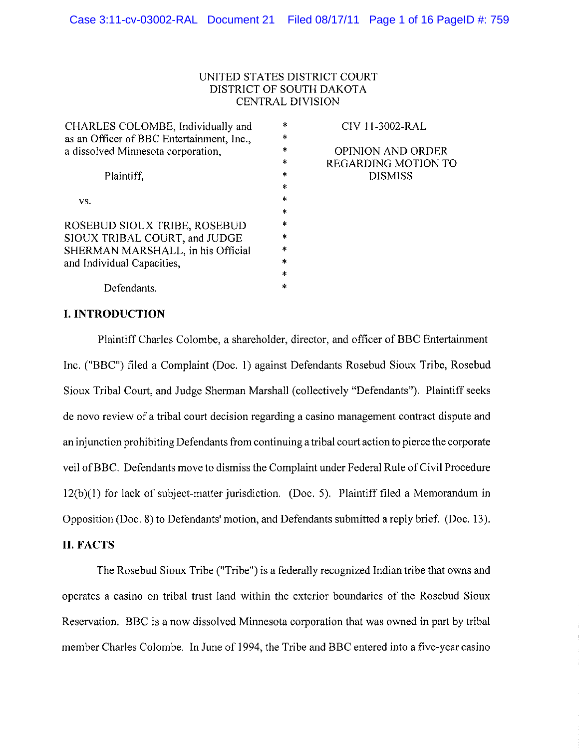UNITED STATES DISTRICT COURT
DISTRICT OF SOUTH DAKOTA
CENTRAL DIVISION

| | | |
|---|---|---|
| CHARLES COLOMBE, Individually and as an Officer of BBC Entertainment, Inc., a dissolved Minnesota corporation,<br><br>Plaintiff,<br><br>vs.<br><br>ROSEBUD SIOUX TRIBE, ROSEBUD SIOUX TRIBAL COURT, and JUDGE SHERMAN MARSHALL, in his Official and Individual Capacities,<br><br>Defendants. | * | CIV 11-3002-RAL<br><br>OPINION AND ORDER REGARDING MOTION TO DISMISS |

## I. INTRODUCTION

Plaintiff Charles Colombe, a shareholder, director, and officer of BBC Entertainment Inc. ("BBC") filed a Complaint (Doc. 1) against Defendants Rosebud Sioux Tribe, Rosebud Sioux Tribal Court, and Judge Sherman Marshall (collectively "Defendants"). Plaintiff seeks de novo review of a tribal court decision regarding a casino management contract dispute and an injunction prohibiting Defendants from continuing a tribal court action to pierce the corporate veil of BBC. Defendants move to dismiss the Complaint under Federal Rule of Civil Procedure 12(b)(1) for lack of subject-matter jurisdiction. (Doc. 5). Plaintiff filed a Memorandum in Opposition (Doc. 8) to Defendants' motion, and Defendants submitted a reply brief. (Doc. 13).

## II. FACTS

The Rosebud Sioux Tribe ("Tribe") is a federally recognized Indian tribe that owns and operates a casino on tribal trust land within the exterior boundaries of the Rosebud Sioux Reservation. BBC is a now dissolved Minnesota corporation that was owned in part by tribal member Charles Colombe. In June of 1994, the Tribe and BBC entered into a five-year casino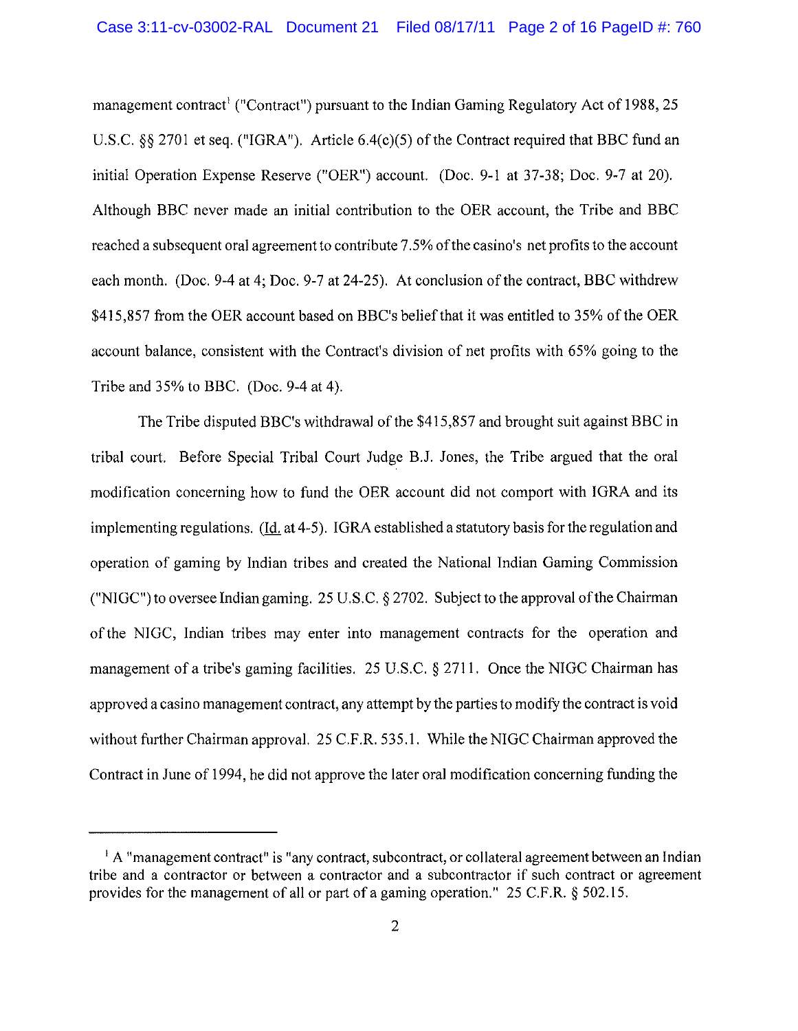management contract[1] ("Contract") pursuant to the Indian Gaming Regulatory Act of 1988, 25 U.S.C. §§ 2701 et seq. ("IGRA"). Article 6.4(c)(5) of the Contract required that BBC fund an initial Operation Expense Reserve ("OER") account. (Doc. 9-1 at 37-38; Doc. 9-7 at 20). Although BBC never made an initial contribution to the OER account, the Tribe and BBC reached a subsequent oral agreement to contribute 7.5% of the casino's net profits to the account each month. (Doc. 9-4 at 4; Doc. 9-7 at 24-25). At conclusion of the contract, BBC withdrew $415,857 from the OER account based on BBC's belief that it was entitled to 35% of the OER account balance, consistent with the Contract's division of net profits with 65% going to the Tribe and 35% to BBC. (Doc. 9-4 at 4).

The Tribe disputed BBC's withdrawal of the $415,857 and brought suit against BBC in tribal court. Before Special Tribal Court Judge B.J. Jones, the Tribe argued that the oral modification concerning how to fund the OER account did not comport with IGRA and its implementing regulations. (Id. at 4-5). IGRA established a statutory basis for the regulation and operation of gaming by Indian tribes and created the National Indian Gaming Commission ("NIGC") to oversee Indian gaming. 25 U.S.C. § 2702. Subject to the approval of the Chairman of the NIGC, Indian tribes may enter into management contracts for the operation and management of a tribe's gaming facilities. 25 U.S.C. § 2711. Once the NIGC Chairman has approved a casino management contract, any attempt by the parties to modify the contract is void without further Chairman approval. 25 C.F.R. 535.1. While the NIGC Chairman approved the Contract in June of 1994, he did not approve the later oral modification concerning funding the

[1] A "management contract" is "any contract, subcontract, or collateral agreement between an Indian tribe and a contractor or between a contractor and a subcontractor if such contract or agreement provides for the management of all or part of a gaming operation." 25 C.F.R. § 502.15.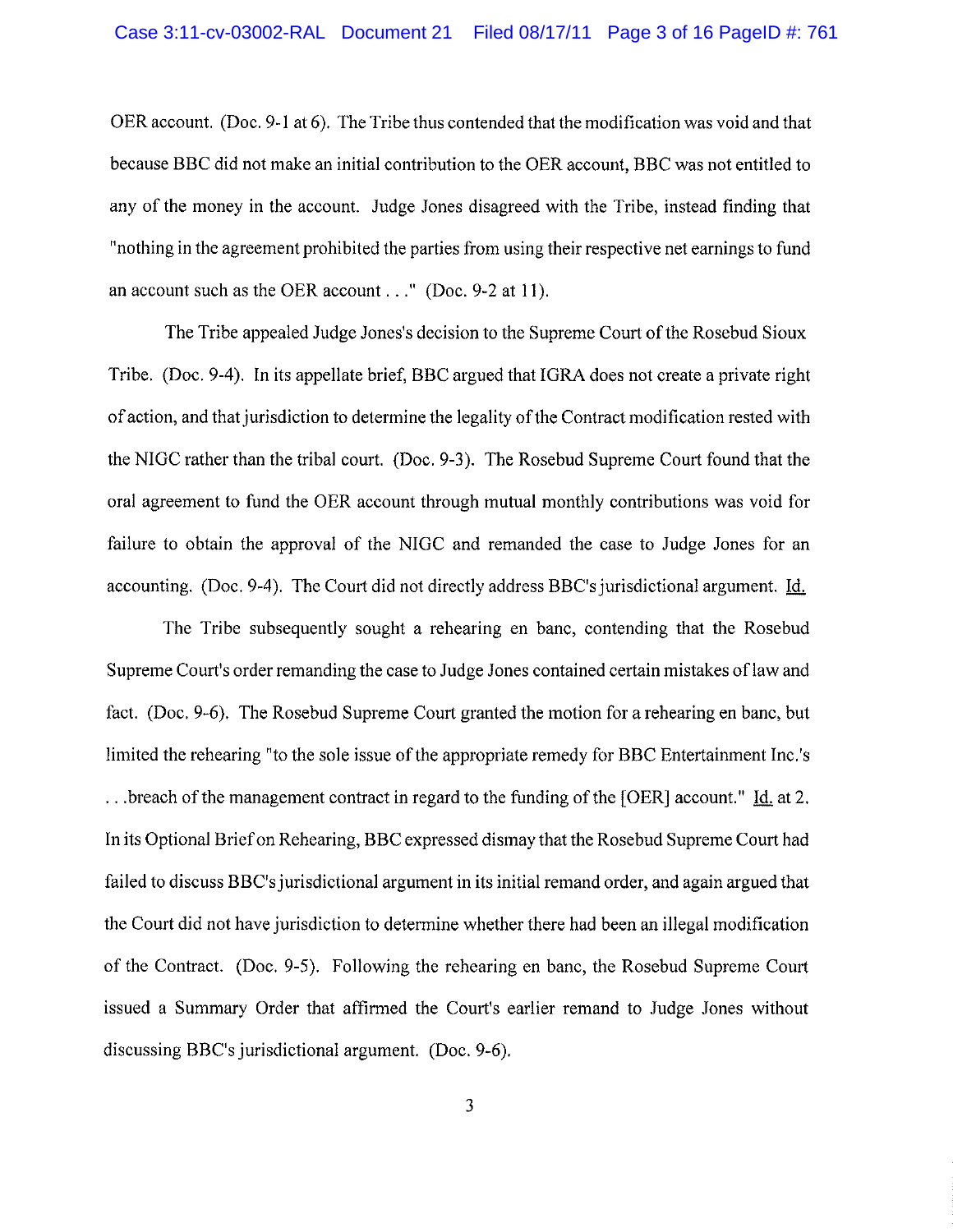OER account. (Doc. 9-1 at 6). The Tribe thus contended that the modification was void and that because BBC did not make an initial contribution to the OER account, BBC was not entitled to any of the money in the account. Judge Jones disagreed with the Tribe, instead finding that "nothing in the agreement prohibited the parties from using their respective net earnings to fund an account such as the OER account . . ." (Doc. 9-2 at 11).

The Tribe appealed Judge Jones's decision to the Supreme Court of the Rosebud Sioux Tribe. (Doc. 9-4). In its appellate brief, BBC argued that IGRA does not create a private right of action, and that jurisdiction to determine the legality of the Contract modification rested with the NIGC rather than the tribal court. (Doc. 9-3). The Rosebud Supreme Court found that the oral agreement to fund the OER account through mutual monthly contributions was void for failure to obtain the approval of the NIGC and remanded the case to Judge Jones for an accounting. (Doc. 9-4). The Court did not directly address BBC's jurisdictional argument. Id.

The Tribe subsequently sought a rehearing en banc, contending that the Rosebud Supreme Court's order remanding the case to Judge Jones contained certain mistakes of law and fact. (Doc. 9-6). The Rosebud Supreme Court granted the motion for a rehearing en banc, but limited the rehearing "to the sole issue of the appropriate remedy for BBC Entertainment Inc.'s . . .breach of the management contract in regard to the funding of the [OER] account." Id. at 2. In its Optional Brief on Rehearing, BBC expressed dismay that the Rosebud Supreme Court had failed to discuss BBC's jurisdictional argument in its initial remand order, and again argued that the Court did not have jurisdiction to determine whether there had been an illegal modification of the Contract. (Doc. 9-5). Following the rehearing en banc, the Rosebud Supreme Court issued a Summary Order that affirmed the Court's earlier remand to Judge Jones without discussing BBC's jurisdictional argument. (Doc. 9-6).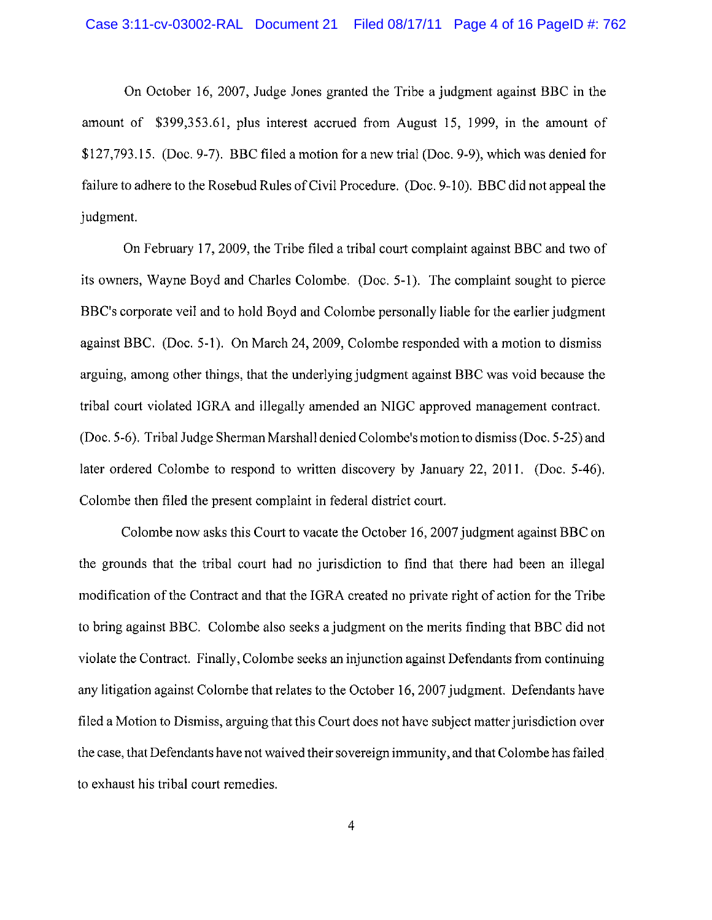On October 16, 2007, Judge Jones granted the Tribe a judgment against BBC in the amount of $399,353.61, plus interest accrued from August 15, 1999, in the amount of $127,793.15. (Doc. 9-7). BBC filed a motion for a new trial (Doc. 9-9), which was denied for failure to adhere to the Rosebud Rules of Civil Procedure. (Doc. 9-10). BBC did not appeal the judgment.

On February 17, 2009, the Tribe filed a tribal court complaint against BBC and two of its owners, Wayne Boyd and Charles Colombe. (Doc. 5-1). The complaint sought to pierce BBC's corporate veil and to hold Boyd and Colombe personally liable for the earlier judgment against BBC. (Doc. 5-1). On March 24, 2009, Colombe responded with a motion to dismiss arguing, among other things, that the underlying judgment against BBC was void because the tribal court violated IGRA and illegally amended an NIGC approved management contract. (Doc. 5-6). Tribal Judge Sherman Marshall denied Colombe's motion to dismiss (Doc. 5-25) and later ordered Colombe to respond to written discovery by January 22, 2011. (Doc. 5-46). Colombe then filed the present complaint in federal district court.

Colombe now asks this Court to vacate the October 16, 2007 judgment against BBC on the grounds that the tribal court had no jurisdiction to find that there had been an illegal modification of the Contract and that the IGRA created no private right of action for the Tribe to bring against BBC. Colombe also seeks a judgment on the merits finding that BBC did not violate the Contract. Finally, Colombe seeks an injunction against Defendants from continuing any litigation against Colombe that relates to the October 16, 2007 judgment. Defendants have filed a Motion to Dismiss, arguing that this Court does not have subject matter jurisdiction over the case, that Defendants have not waived their sovereign immunity, and that Colombe has failed to exhaust his tribal court remedies.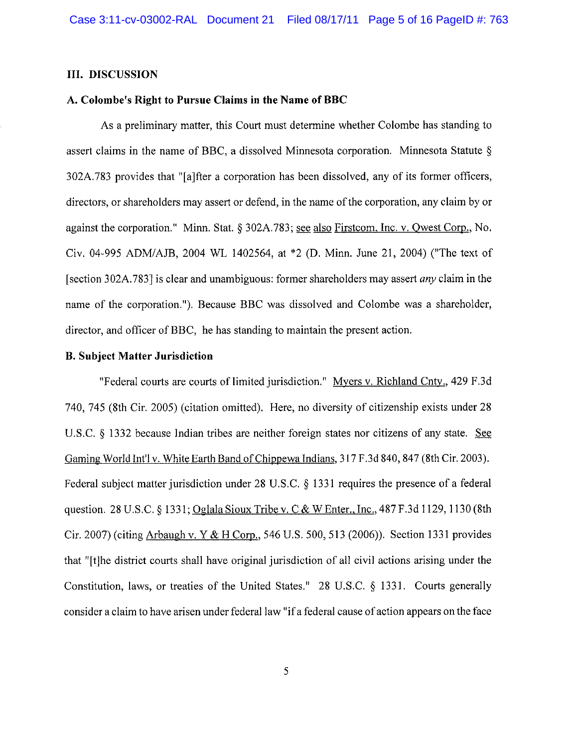## III. DISCUSSION

### A. Colombe's Right to Pursue Claims in the Name of BBC

As a preliminary matter, this Court must determine whether Colombe has standing to assert claims in the name of BBC, a dissolved Minnesota corporation. Minnesota Statute § 302A.783 provides that "[a]fter a corporation has been dissolved, any of its former officers, directors, or shareholders may assert or defend, in the name of the corporation, any claim by or against the corporation." Minn. Stat. § 302A.783; see also Firstcom, Inc. v. Qwest Corp., No. Civ. 04-995 ADM/AJB, 2004 WL 1402564, at *2 (D. Minn. June 21, 2004) ("The text of [section 302A.783] is clear and unambiguous: former shareholders may assert *any* claim in the name of the corporation."). Because BBC was dissolved and Colombe was a shareholder, director, and officer of BBC, he has standing to maintain the present action.

### B. Subject Matter Jurisdiction

"Federal courts are courts of limited jurisdiction." Myers v. Richland Cnty., 429 F.3d 740, 745 (8th Cir. 2005) (citation omitted). Here, no diversity of citizenship exists under 28 U.S.C. § 1332 because Indian tribes are neither foreign states nor citizens of any state. See Gaming World Int'l v. White Earth Band of Chippewa Indians, 317 F.3d 840, 847 (8th Cir. 2003). Federal subject matter jurisdiction under 28 U.S.C. § 1331 requires the presence of a federal question. 28 U.S.C. § 1331; Oglala Sioux Tribe v. C & W Enter., Inc., 487 F.3d 1129, 1130 (8th Cir. 2007) (citing Arbaugh v. Y & H Corp., 546 U.S. 500, 513 (2006)). Section 1331 provides that "[t]he district courts shall have original jurisdiction of all civil actions arising under the Constitution, laws, or treaties of the United States." 28 U.S.C. § 1331. Courts generally consider a claim to have arisen under federal law "if a federal cause of action appears on the face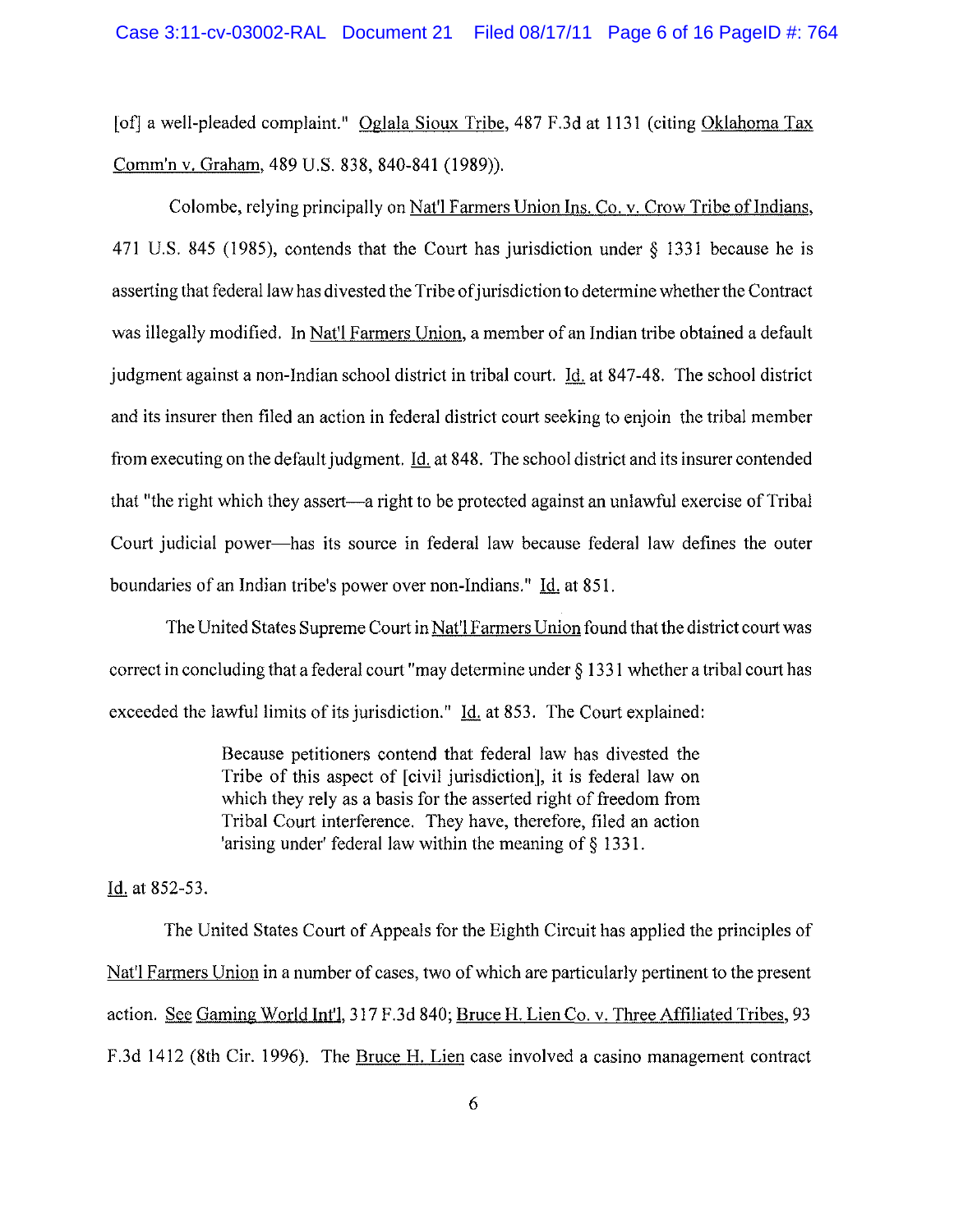[of] a well-pleaded complaint." Oglala Sioux Tribe, 487 F.3d at 1131 (citing Oklahoma Tax Comm'n v. Graham, 489 U.S. 838, 840-841 (1989)).

Colombe, relying principally on Nat'l Farmers Union Ins. Co. v. Crow Tribe of Indians, 471 U.S. 845 (1985), contends that the Court has jurisdiction under § 1331 because he is asserting that federal law has divested the Tribe of jurisdiction to determine whether the Contract was illegally modified. In Nat'l Farmers Union, a member of an Indian tribe obtained a default judgment against a non-Indian school district in tribal court. Id. at 847-48. The school district and its insurer then filed an action in federal district court seeking to enjoin the tribal member from executing on the default judgment. Id. at 848. The school district and its insurer contended that "the right which they assert—a right to be protected against an unlawful exercise of Tribal Court judicial power—has its source in federal law because federal law defines the outer boundaries of an Indian tribe's power over non-Indians." Id. at 851.

The United States Supreme Court in Nat'l Farmers Union found that the district court was correct in concluding that a federal court "may determine under § 1331 whether a tribal court has exceeded the lawful limits of its jurisdiction." Id. at 853. The Court explained:

> Because petitioners contend that federal law has divested the Tribe of this aspect of [civil jurisdiction], it is federal law on which they rely as a basis for the asserted right of freedom from Tribal Court interference. They have, therefore, filed an action 'arising under' federal law within the meaning of § 1331.

Id. at 852-53.

The United States Court of Appeals for the Eighth Circuit has applied the principles of Nat'l Farmers Union in a number of cases, two of which are particularly pertinent to the present action. See Gaming World Int'l, 317 F.3d 840; Bruce H. Lien Co. v. Three Affiliated Tribes, 93 F.3d 1412 (8th Cir. 1996). The Bruce H. Lien case involved a casino management contract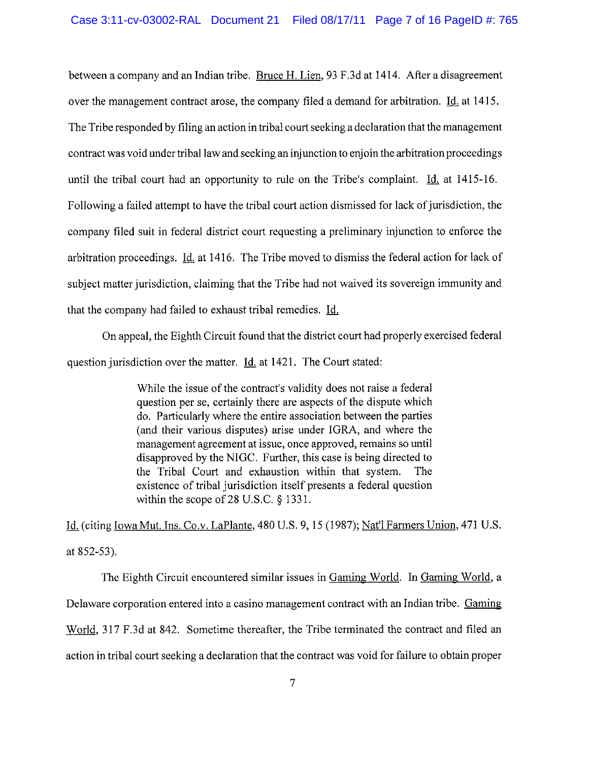between a company and an Indian tribe. Bruce H. Lien, 93 F.3d at 1414. After a disagreement over the management contract arose, the company filed a demand for arbitration. Id. at 1415. The Tribe responded by filing an action in tribal court seeking a declaration that the management contract was void under tribal law and seeking an injunction to enjoin the arbitration proceedings until the tribal court had an opportunity to rule on the Tribe's complaint. Id. at 1415-16. Following a failed attempt to have the tribal court action dismissed for lack of jurisdiction, the company filed suit in federal district court requesting a preliminary injunction to enforce the arbitration proceedings. Id. at 1416. The Tribe moved to dismiss the federal action for lack of subject matter jurisdiction, claiming that the Tribe had not waived its sovereign immunity and that the company had failed to exhaust tribal remedies. Id.

On appeal, the Eighth Circuit found that the district court had properly exercised federal question jurisdiction over the matter. Id. at 1421. The Court stated:

> While the issue of the contract's validity does not raise a federal question per se, certainly there are aspects of the dispute which do. Particularly where the entire association between the parties (and their various disputes) arise under IGRA, and where the management agreement at issue, once approved, remains so until disapproved by the NIGC. Further, this case is being directed to the Tribal Court and exhaustion within that system. The existence of tribal jurisdiction itself presents a federal question within the scope of 28 U.S.C. § 1331.

Id. (citing Iowa Mut. Ins. Co.v. LaPlante, 480 U.S. 9, 15 (1987); Nat'l Farmers Union, 471 U.S. at 852-53).

The Eighth Circuit encountered similar issues in Gaming World. In Gaming World, a Delaware corporation entered into a casino management contract with an Indian tribe. Gaming World, 317 F.3d at 842. Sometime thereafter, the Tribe terminated the contract and filed an action in tribal court seeking a declaration that the contract was void for failure to obtain proper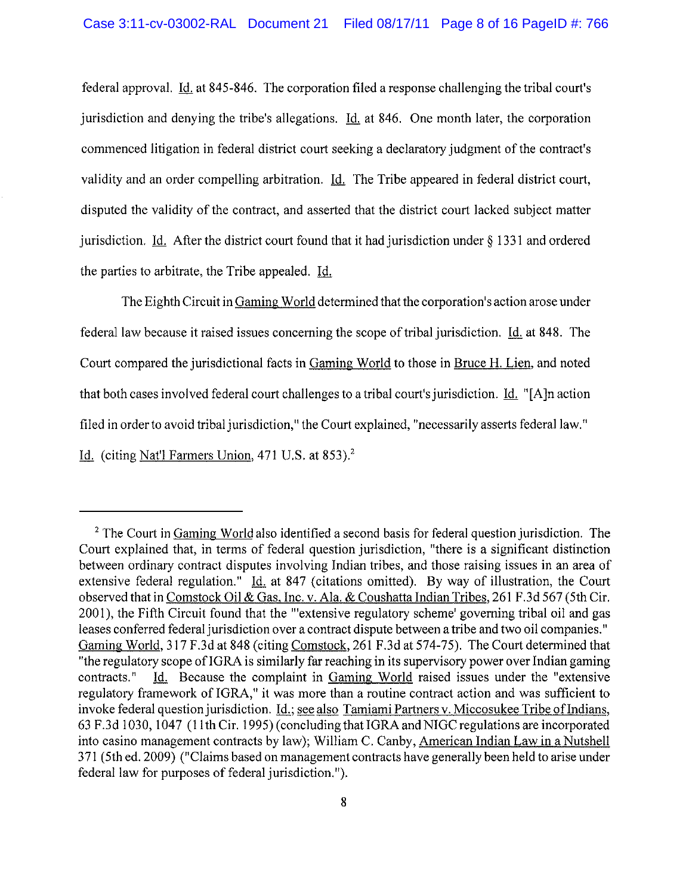federal approval. Id. at 845-846. The corporation filed a response challenging the tribal court's jurisdiction and denying the tribe's allegations. Id. at 846. One month later, the corporation commenced litigation in federal district court seeking a declaratory judgment of the contract's validity and an order compelling arbitration. Id. The Tribe appeared in federal district court, disputed the validity of the contract, and asserted that the district court lacked subject matter jurisdiction. Id. After the district court found that it had jurisdiction under § 1331 and ordered the parties to arbitrate, the Tribe appealed. Id.

The Eighth Circuit in Gaming World determined that the corporation's action arose under federal law because it raised issues concerning the scope of tribal jurisdiction. Id. at 848. The Court compared the jurisdictional facts in Gaming World to those in Bruce H. Lien, and noted that both cases involved federal court challenges to a tribal court's jurisdiction. Id. "[A]n action filed in order to avoid tribal jurisdiction," the Court explained, "necessarily asserts federal law." Id. (citing Nat'l Farmers Union, 471 U.S. at 853).[2]

---

[2] The Court in Gaming World also identified a second basis for federal question jurisdiction. The Court explained that, in terms of federal question jurisdiction, "there is a significant distinction between ordinary contract disputes involving Indian tribes, and those raising issues in an area of extensive federal regulation." Id. at 847 (citations omitted). By way of illustration, the Court observed that in Comstock Oil & Gas, Inc. v. Ala. & Coushatta Indian Tribes, 261 F.3d 567 (5th Cir. 2001), the Fifth Circuit found that the "'extensive regulatory scheme' governing tribal oil and gas leases conferred federal jurisdiction over a contract dispute between a tribe and two oil companies." Gaming World, 317 F.3d at 848 (citing Comstock, 261 F.3d at 574-75). The Court determined that "the regulatory scope of IGRA is similarly far reaching in its supervisory power over Indian gaming contracts." Id. Because the complaint in Gaming World raised issues under the "extensive regulatory framework of IGRA," it was more than a routine contract action and was sufficient to invoke federal question jurisdiction. Id.; see also Tamiami Partners v. Miccosukee Tribe of Indians, 63 F.3d 1030, 1047 (11th Cir. 1995) (concluding that IGRA and NIGC regulations are incorporated into casino management contracts by law); William C. Canby, American Indian Law in a Nutshell 371 (5th ed. 2009) ("Claims based on management contracts have generally been held to arise under federal law for purposes of federal jurisdiction.").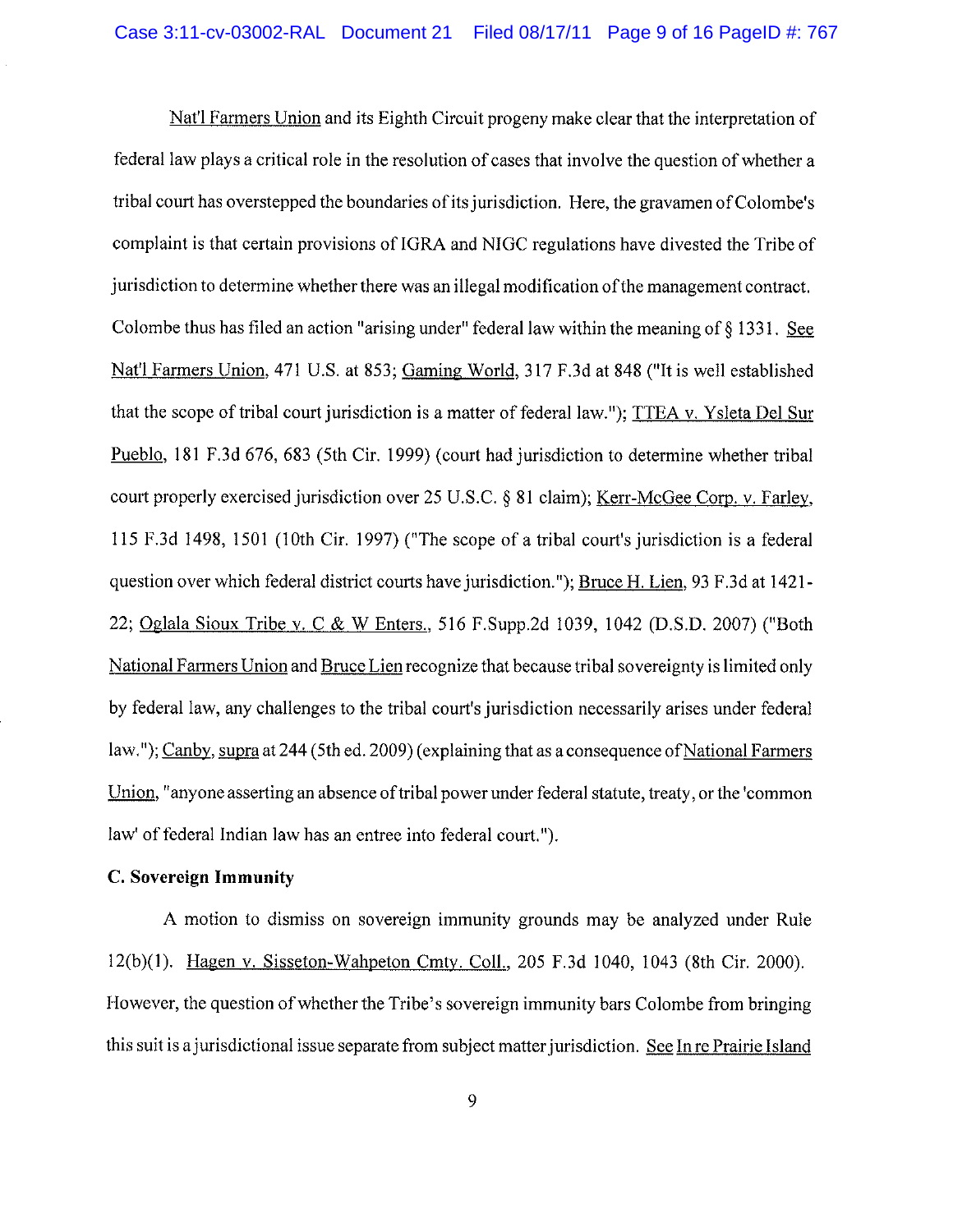Nat'l Farmers Union and its Eighth Circuit progeny make clear that the interpretation of federal law plays a critical role in the resolution of cases that involve the question of whether a tribal court has overstepped the boundaries of its jurisdiction. Here, the gravamen of Colombe's complaint is that certain provisions of IGRA and NIGC regulations have divested the Tribe of jurisdiction to determine whether there was an illegal modification of the management contract. Colombe thus has filed an action "arising under" federal law within the meaning of § 1331. See Nat'l Farmers Union, 471 U.S. at 853; Gaming World, 317 F.3d at 848 ("It is well established that the scope of tribal court jurisdiction is a matter of federal law."); TTEA v. Ysleta Del Sur Pueblo, 181 F.3d 676, 683 (5th Cir. 1999) (court had jurisdiction to determine whether tribal court properly exercised jurisdiction over 25 U.S.C. § 81 claim); Kerr-McGee Corp. v. Farley, 115 F.3d 1498, 1501 (10th Cir. 1997) ("The scope of a tribal court's jurisdiction is a federal question over which federal district courts have jurisdiction."); Bruce H. Lien, 93 F.3d at 1421-22; Oglala Sioux Tribe v. C & W Enters., 516 F.Supp.2d 1039, 1042 (D.S.D. 2007) ("Both National Farmers Union and Bruce Lien recognize that because tribal sovereignty is limited only by federal law, any challenges to the tribal court's jurisdiction necessarily arises under federal law."); Canby, supra at 244 (5th ed. 2009) (explaining that as a consequence of National Farmers Union, "anyone asserting an absence of tribal power under federal statute, treaty, or the 'common law' of federal Indian law has an entree into federal court.").

**C. Sovereign Immunity**

A motion to dismiss on sovereign immunity grounds may be analyzed under Rule 12(b)(1). Hagen v. Sisseton-Wahpeton Cmty. Coll., 205 F.3d 1040, 1043 (8th Cir. 2000). However, the question of whether the Tribe's sovereign immunity bars Colombe from bringing this suit is a jurisdictional issue separate from subject matter jurisdiction. See In re Prairie Island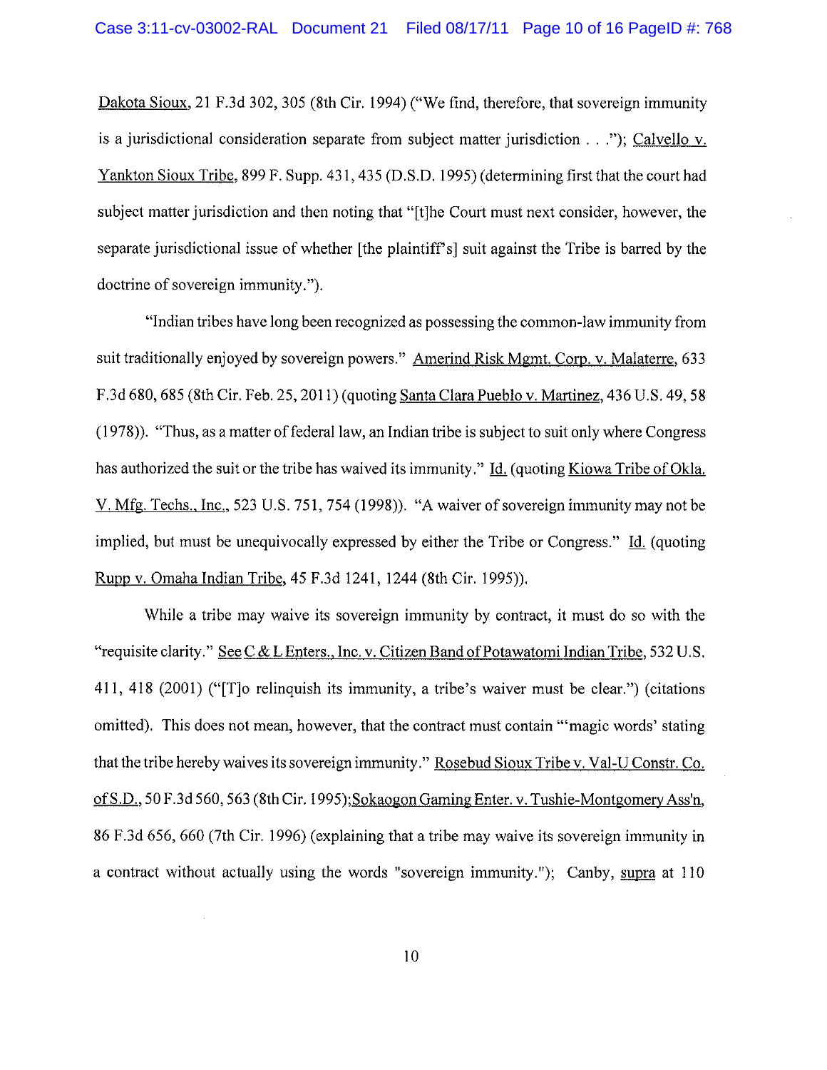Dakota Sioux, 21 F.3d 302, 305 (8th Cir. 1994) ("We find, therefore, that sovereign immunity is a jurisdictional consideration separate from subject matter jurisdiction . . ."); Calvello v. Yankton Sioux Tribe, 899 F. Supp. 431, 435 (D.S.D. 1995) (determining first that the court had subject matter jurisdiction and then noting that "[t]he Court must next consider, however, the separate jurisdictional issue of whether [the plaintiff's] suit against the Tribe is barred by the doctrine of sovereign immunity.").

"Indian tribes have long been recognized as possessing the common-law immunity from suit traditionally enjoyed by sovereign powers." Amerind Risk Mgmt. Corp. v. Malaterre, 633 F.3d 680, 685 (8th Cir. Feb. 25, 2011) (quoting Santa Clara Pueblo v. Martinez, 436 U.S. 49, 58 (1978)). "Thus, as a matter of federal law, an Indian tribe is subject to suit only where Congress has authorized the suit or the tribe has waived its immunity." Id. (quoting Kiowa Tribe of Okla. V. Mfg. Techs., Inc., 523 U.S. 751, 754 (1998)). "A waiver of sovereign immunity may not be implied, but must be unequivocally expressed by either the Tribe or Congress." Id. (quoting Rupp v. Omaha Indian Tribe, 45 F.3d 1241, 1244 (8th Cir. 1995)).

While a tribe may waive its sovereign immunity by contract, it must do so with the "requisite clarity." See C & L Enters., Inc. v. Citizen Band of Potawatomi Indian Tribe, 532 U.S. 411, 418 (2001) ("[T]o relinquish its immunity, a tribe's waiver must be clear.") (citations omitted). This does not mean, however, that the contract must contain "'magic words' stating that the tribe hereby waives its sovereign immunity." Rosebud Sioux Tribe v. Val-U Constr. Co. of S.D., 50 F.3d 560, 563 (8th Cir. 1995); Sokaogon Gaming Enter. v. Tushie-Montgomery Ass'n, 86 F.3d 656, 660 (7th Cir. 1996) (explaining that a tribe may waive its sovereign immunity in a contract without actually using the words "sovereign immunity."); Canby, supra at 110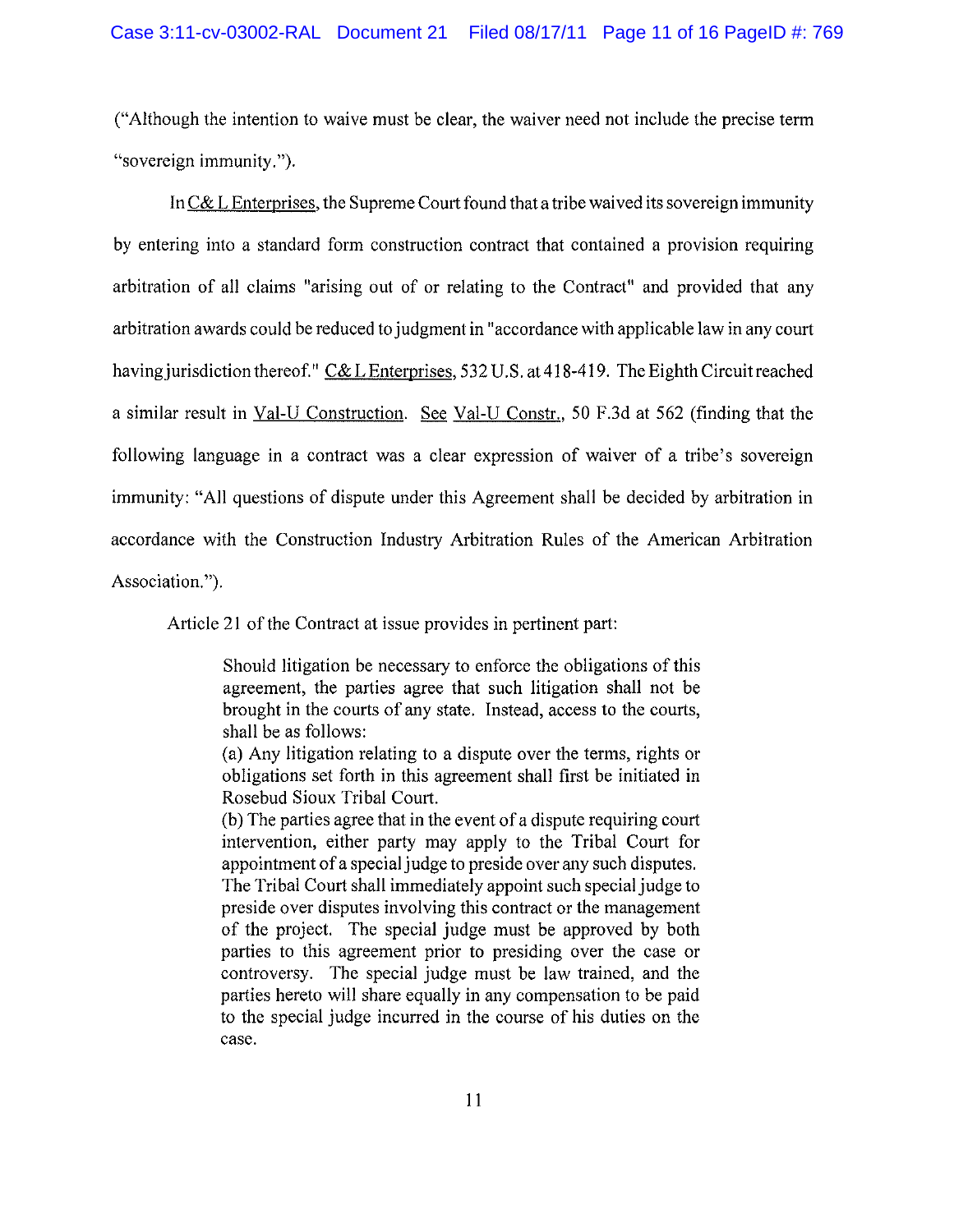("Although the intention to waive must be clear, the waiver need not include the precise term "sovereign immunity.").

In C& L Enterprises, the Supreme Court found that a tribe waived its sovereign immunity by entering into a standard form construction contract that contained a provision requiring arbitration of all claims "arising out of or relating to the Contract" and provided that any arbitration awards could be reduced to judgment in "accordance with applicable law in any court having jurisdiction thereof." C& L Enterprises, 532 U.S. at 418-419. The Eighth Circuit reached a similar result in Val-U Construction. See Val-U Constr., 50 F.3d at 562 (finding that the following language in a contract was a clear expression of waiver of a tribe's sovereign immunity: "All questions of dispute under this Agreement shall be decided by arbitration in accordance with the Construction Industry Arbitration Rules of the American Arbitration Association.").

Article 21 of the Contract at issue provides in pertinent part:

> Should litigation be necessary to enforce the obligations of this agreement, the parties agree that such litigation shall not be brought in the courts of any state. Instead, access to the courts, shall be as follows:
> (a) Any litigation relating to a dispute over the terms, rights or obligations set forth in this agreement shall first be initiated in Rosebud Sioux Tribal Court.
> (b) The parties agree that in the event of a dispute requiring court intervention, either party may apply to the Tribal Court for appointment of a special judge to preside over any such disputes. The Tribal Court shall immediately appoint such special judge to preside over disputes involving this contract or the management of the project. The special judge must be approved by both parties to this agreement prior to presiding over the case or controversy. The special judge must be law trained, and the parties hereto will share equally in any compensation to be paid to the special judge incurred in the course of his duties on the case.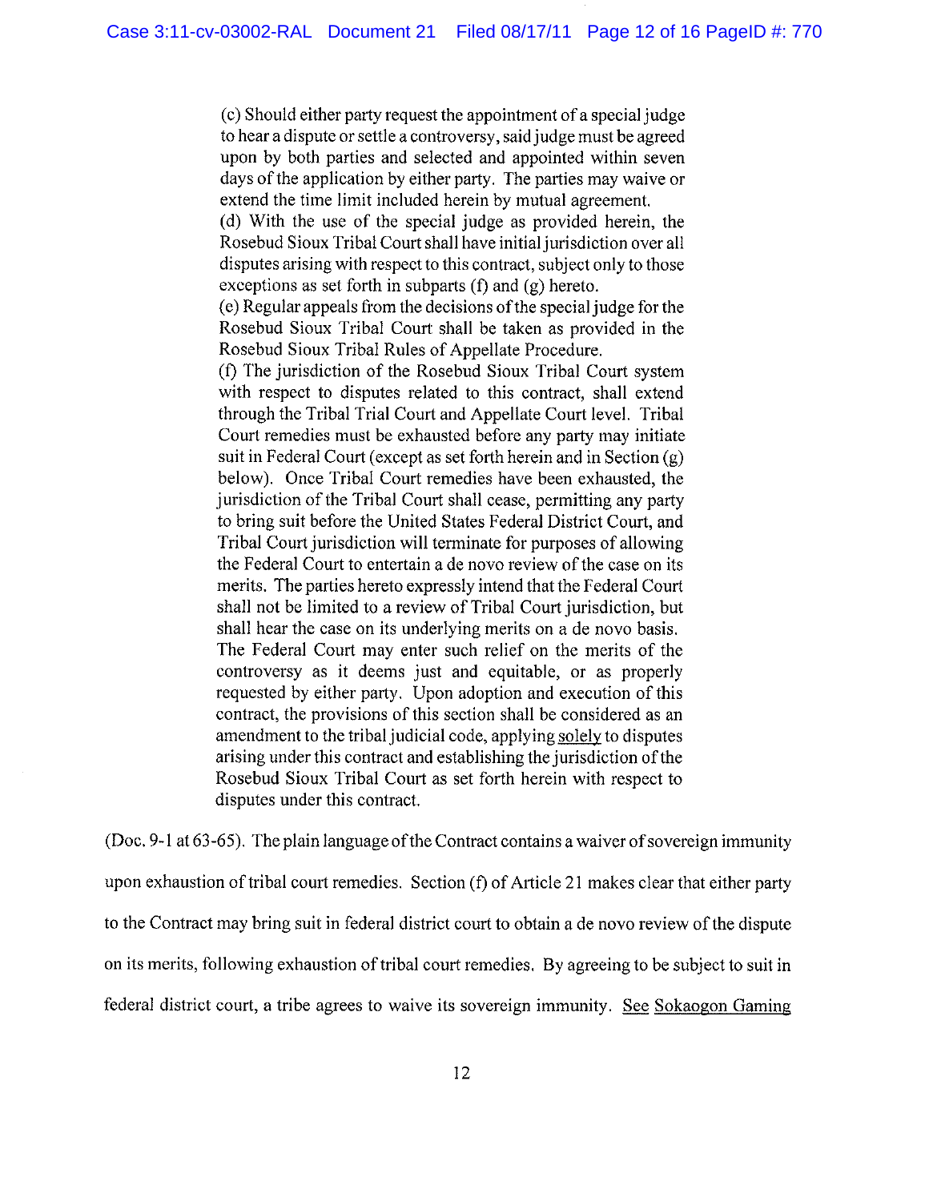> (c) Should either party request the appointment of a special judge to hear a dispute or settle a controversy, said judge must be agreed upon by both parties and selected and appointed within seven days of the application by either party. The parties may waive or extend the time limit included herein by mutual agreement.
> (d) With the use of the special judge as provided herein, the Rosebud Sioux Tribal Court shall have initial jurisdiction over all disputes arising with respect to this contract, subject only to those exceptions as set forth in subparts (f) and (g) hereto.
> (e) Regular appeals from the decisions of the special judge for the Rosebud Sioux Tribal Court shall be taken as provided in the Rosebud Sioux Tribal Rules of Appellate Procedure.
> (f) The jurisdiction of the Rosebud Sioux Tribal Court system with respect to disputes related to this contract, shall extend through the Tribal Trial Court and Appellate Court level. Tribal Court remedies must be exhausted before any party may initiate suit in Federal Court (except as set forth herein and in Section (g) below). Once Tribal Court remedies have been exhausted, the jurisdiction of the Tribal Court shall cease, permitting any party to bring suit before the United States Federal District Court, and Tribal Court jurisdiction will terminate for purposes of allowing the Federal Court to entertain a de novo review of the case on its merits. The parties hereto expressly intend that the Federal Court shall not be limited to a review of Tribal Court jurisdiction, but shall hear the case on its underlying merits on a de novo basis. The Federal Court may enter such relief on the merits of the controversy as it deems just and equitable, or as properly requested by either party. Upon adoption and execution of this contract, the provisions of this section shall be considered as an amendment to the tribal judicial code, applying solely to disputes arising under this contract and establishing the jurisdiction of the Rosebud Sioux Tribal Court as set forth herein with respect to disputes under this contract.

(Doc. 9-1 at 63-65). The plain language of the Contract contains a waiver of sovereign immunity upon exhaustion of tribal court remedies. Section (f) of Article 21 makes clear that either party to the Contract may bring suit in federal district court to obtain a de novo review of the dispute on its merits, following exhaustion of tribal court remedies. By agreeing to be subject to suit in federal district court, a tribe agrees to waive its sovereign immunity. See Sokaogon Gaming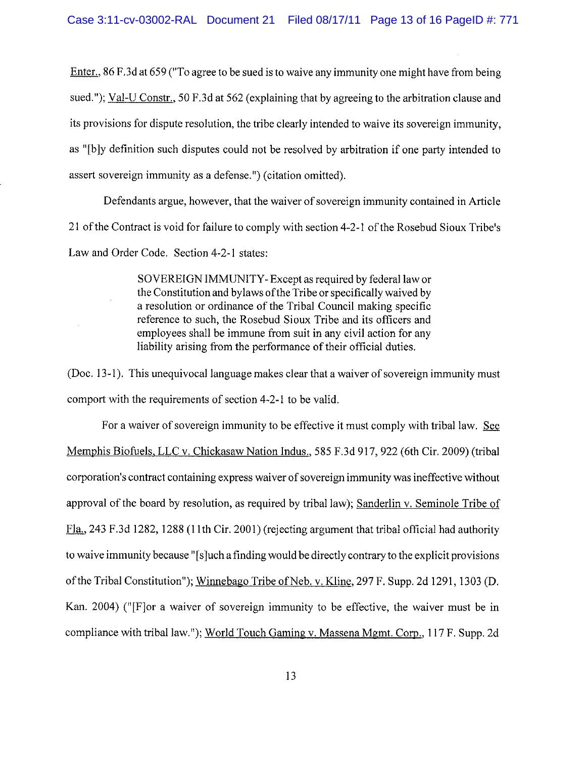Enter., 86 F.3d at 659 ("To agree to be sued is to waive any immunity one might have from being sued."); Val-U Constr., 50 F.3d at 562 (explaining that by agreeing to the arbitration clause and its provisions for dispute resolution, the tribe clearly intended to waive its sovereign immunity, as "[b]y definition such disputes could not be resolved by arbitration if one party intended to assert sovereign immunity as a defense.") (citation omitted).

Defendants argue, however, that the waiver of sovereign immunity contained in Article 21 of the Contract is void for failure to comply with section 4-2-1 of the Rosebud Sioux Tribe's Law and Order Code. Section 4-2-1 states:

> SOVEREIGN IMMUNITY- Except as required by federal law or the Constitution and bylaws of the Tribe or specifically waived by a resolution or ordinance of the Tribal Council making specific reference to such, the Rosebud Sioux Tribe and its officers and employees shall be immune from suit in any civil action for any liability arising from the performance of their official duties.

(Doc. 13-1). This unequivocal language makes clear that a waiver of sovereign immunity must comport with the requirements of section 4-2-1 to be valid.

For a waiver of sovereign immunity to be effective it must comply with tribal law. See Memphis Biofuels, LLC v. Chickasaw Nation Indus., 585 F.3d 917, 922 (6th Cir. 2009) (tribal corporation's contract containing express waiver of sovereign immunity was ineffective without approval of the board by resolution, as required by tribal law); Sanderlin v. Seminole Tribe of Fla., 243 F.3d 1282, 1288 (11th Cir. 2001) (rejecting argument that tribal official had authority to waive immunity because "[s]uch a finding would be directly contrary to the explicit provisions of the Tribal Constitution"); Winnebago Tribe of Neb. v. Kline, 297 F. Supp. 2d 1291, 1303 (D. Kan. 2004) ("[F]or a waiver of sovereign immunity to be effective, the waiver must be in compliance with tribal law."); World Touch Gaming v. Massena Mgmt. Corp., 117 F. Supp. 2d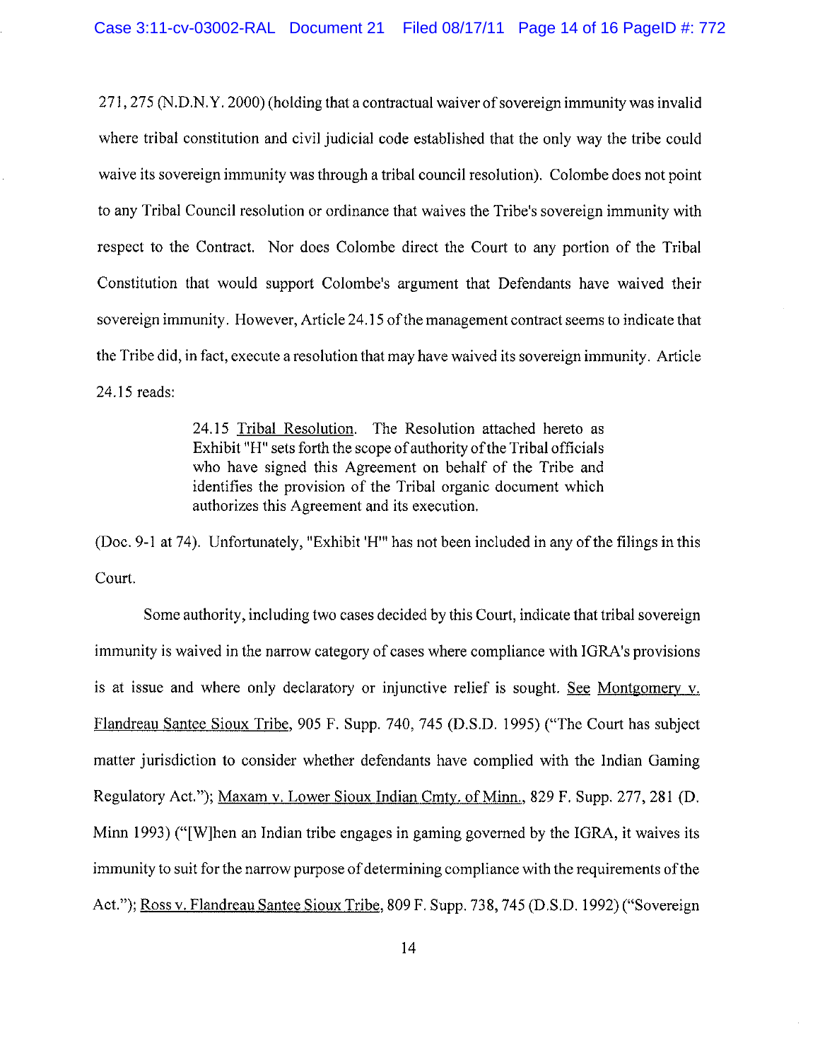271, 275 (N.D.N.Y. 2000) (holding that a contractual waiver of sovereign immunity was invalid where tribal constitution and civil judicial code established that the only way the tribe could waive its sovereign immunity was through a tribal council resolution). Colombe does not point to any Tribal Council resolution or ordinance that waives the Tribe's sovereign immunity with respect to the Contract. Nor does Colombe direct the Court to any portion of the Tribal Constitution that would support Colombe's argument that Defendants have waived their sovereign immunity. However, Article 24.15 of the management contract seems to indicate that the Tribe did, in fact, execute a resolution that may have waived its sovereign immunity. Article 24.15 reads:

> 24.15 Tribal Resolution. The Resolution attached hereto as Exhibit "H" sets forth the scope of authority of the Tribal officials who have signed this Agreement on behalf of the Tribe and identifies the provision of the Tribal organic document which authorizes this Agreement and its execution.

(Doc. 9-1 at 74). Unfortunately, "Exhibit 'H'" has not been included in any of the filings in this Court.

Some authority, including two cases decided by this Court, indicate that tribal sovereign immunity is waived in the narrow category of cases where compliance with IGRA's provisions is at issue and where only declaratory or injunctive relief is sought. See Montgomery v. Flandreau Santee Sioux Tribe, 905 F. Supp. 740, 745 (D.S.D. 1995) ("The Court has subject matter jurisdiction to consider whether defendants have complied with the Indian Gaming Regulatory Act."); Maxam v. Lower Sioux Indian Cmty. of Minn., 829 F. Supp. 277, 281 (D. Minn 1993) ("[W]hen an Indian tribe engages in gaming governed by the IGRA, it waives its immunity to suit for the narrow purpose of determining compliance with the requirements of the Act."); Ross v. Flandreau Santee Sioux Tribe, 809 F. Supp. 738, 745 (D.S.D. 1992) ("Sovereign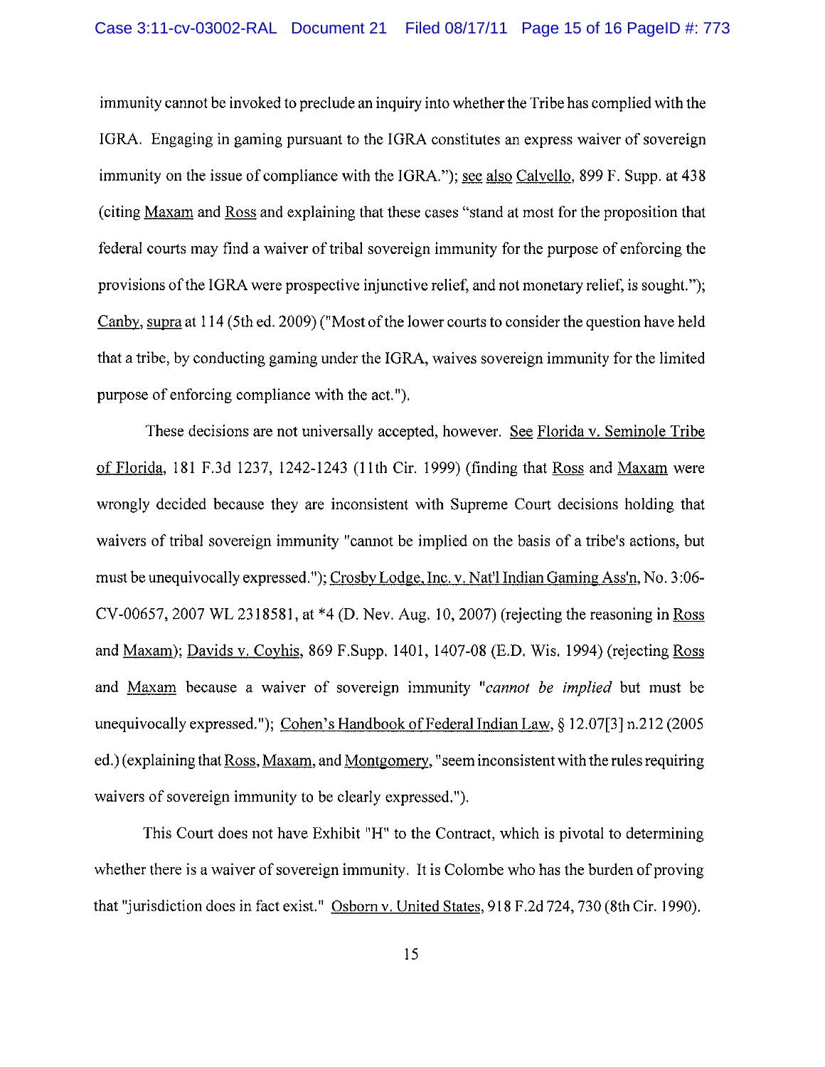immunity cannot be invoked to preclude an inquiry into whether the Tribe has complied with the IGRA. Engaging in gaming pursuant to the IGRA constitutes an express waiver of sovereign immunity on the issue of compliance with the IGRA."); see also Calvello, 899 F. Supp. at 438 (citing Maxam and Ross and explaining that these cases "stand at most for the proposition that federal courts may find a waiver of tribal sovereign immunity for the purpose of enforcing the provisions of the IGRA were prospective injunctive relief, and not monetary relief, is sought."); Canby, supra at 114 (5th ed. 2009) ("Most of the lower courts to consider the question have held that a tribe, by conducting gaming under the IGRA, waives sovereign immunity for the limited purpose of enforcing compliance with the act.").

These decisions are not universally accepted, however. See Florida v. Seminole Tribe of Florida, 181 F.3d 1237, 1242-1243 (11th Cir. 1999) (finding that Ross and Maxam were wrongly decided because they are inconsistent with Supreme Court decisions holding that waivers of tribal sovereign immunity "cannot be implied on the basis of a tribe's actions, but must be unequivocally expressed."); Crosby Lodge, Inc. v. Nat'l Indian Gaming Ass'n, No. 3:06-CV-00657, 2007 WL 2318581, at *4 (D. Nev. Aug. 10, 2007) (rejecting the reasoning in Ross and Maxam); Davids v. Coyhis, 869 F.Supp. 1401, 1407-08 (E.D. Wis. 1994) (rejecting Ross and Maxam because a waiver of sovereign immunity "*cannot be implied* but must be unequivocally expressed."); Cohen's Handbook of Federal Indian Law, § 12.07[3] n.212 (2005 ed.) (explaining that Ross, Maxam, and Montgomery, "seem inconsistent with the rules requiring waivers of sovereign immunity to be clearly expressed.").

This Court does not have Exhibit "H" to the Contract, which is pivotal to determining whether there is a waiver of sovereign immunity. It is Colombe who has the burden of proving that "jurisdiction does in fact exist." Osborn v. United States, 918 F.2d 724, 730 (8th Cir. 1990).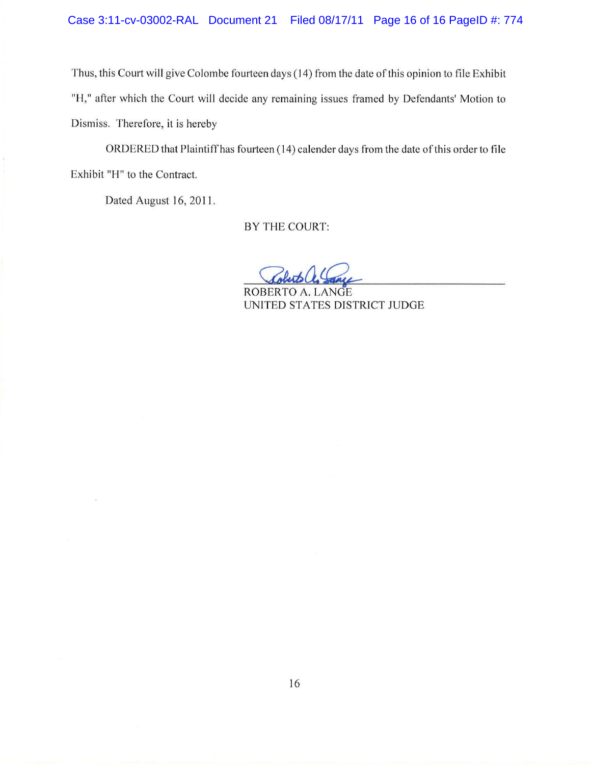Thus, this Court will give Colombe fourteen days (14) from the date of this opinion to file Exhibit "H," after which the Court will decide any remaining issues framed by Defendants' Motion to Dismiss. Therefore, it is hereby

ORDERED that Plaintiff has fourteen (14) calender days from the date of this order to file Exhibit "H" to the Contract.

Dated August 16, 2011.

BY THE COURT:

ROBERTO A. LANGE
UNITED STATES DISTRICT JUDGE